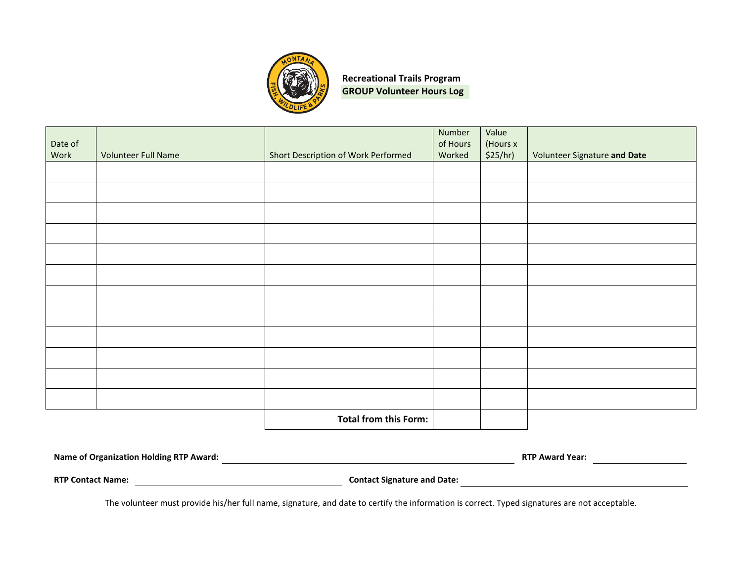**Recreational Trails Program**
**GROUP Volunteer Hours Log**

| Date of Work | Volunteer Full Name | Short Description of Work Performed | Number of Hours Worked | Value (Hours x $25/hr) | Volunteer Signature **and Date** |
|---|---|---|---|---|---|
| | | | | | |
| | | | | | |
| | | | | | |
| | | | | | |
| | | | | | |
| | | | | | |
| | | | | | |
| | | | | | |
| | | | | | |
| | | | | | |
| | | | | | |
| | | | | | |
| | | **Total from this Form:** | | | |

**Name of Organization Holding RTP Award:** ______________________________ **RTP Award Year:** ______________

**RTP Contact Name:** ______________________________ **Contact Signature and Date:** ______________________________

The volunteer must provide his/her full name, signature, and date to certify the information is correct. Typed signatures are not acceptable.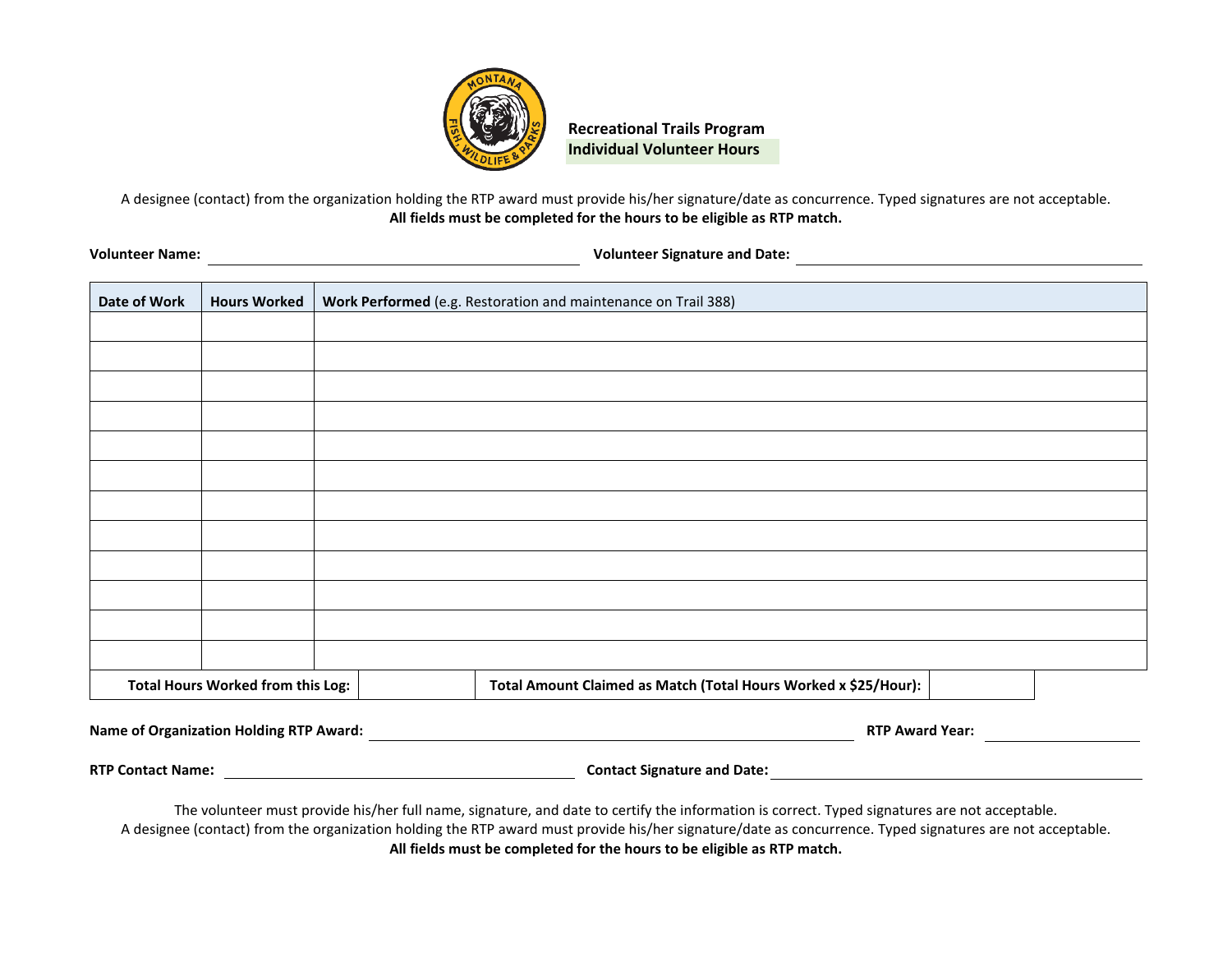**Recreational Trails Program**
**Individual Volunteer Hours**

A designee (contact) from the organization holding the RTP award must provide his/her signature/date as concurrence. Typed signatures are not acceptable.
**All fields must be completed for the hours to be eligible as RTP match.**

**Volunteer Name:** ______________________ **Volunteer Signature and Date:** ______________________

| Date of Work | Hours Worked | Work Performed (e.g. Restoration and maintenance on Trail 388) |
|---|---|---|
| | | |
| | | |
| | | |
| | | |
| | | |
| | | |
| | | |
| | | |
| | | |
| | | |
| | | |
| | | |

| | | | |
|---|---|---|---|
| **Total Hours Worked from this Log:** | | **Total Amount Claimed as Match (Total Hours Worked x $25/Hour):** | |

**Name of Organization Holding RTP Award:** ______________________ **RTP Award Year:** __________

**RTP Contact Name:** ______________________ **Contact Signature and Date:** ______________________

The volunteer must provide his/her full name, signature, and date to certify the information is correct. Typed signatures are not acceptable.
A designee (contact) from the organization holding the RTP award must provide his/her signature/date as concurrence. Typed signatures are not acceptable.
**All fields must be completed for the hours to be eligible as RTP match.**